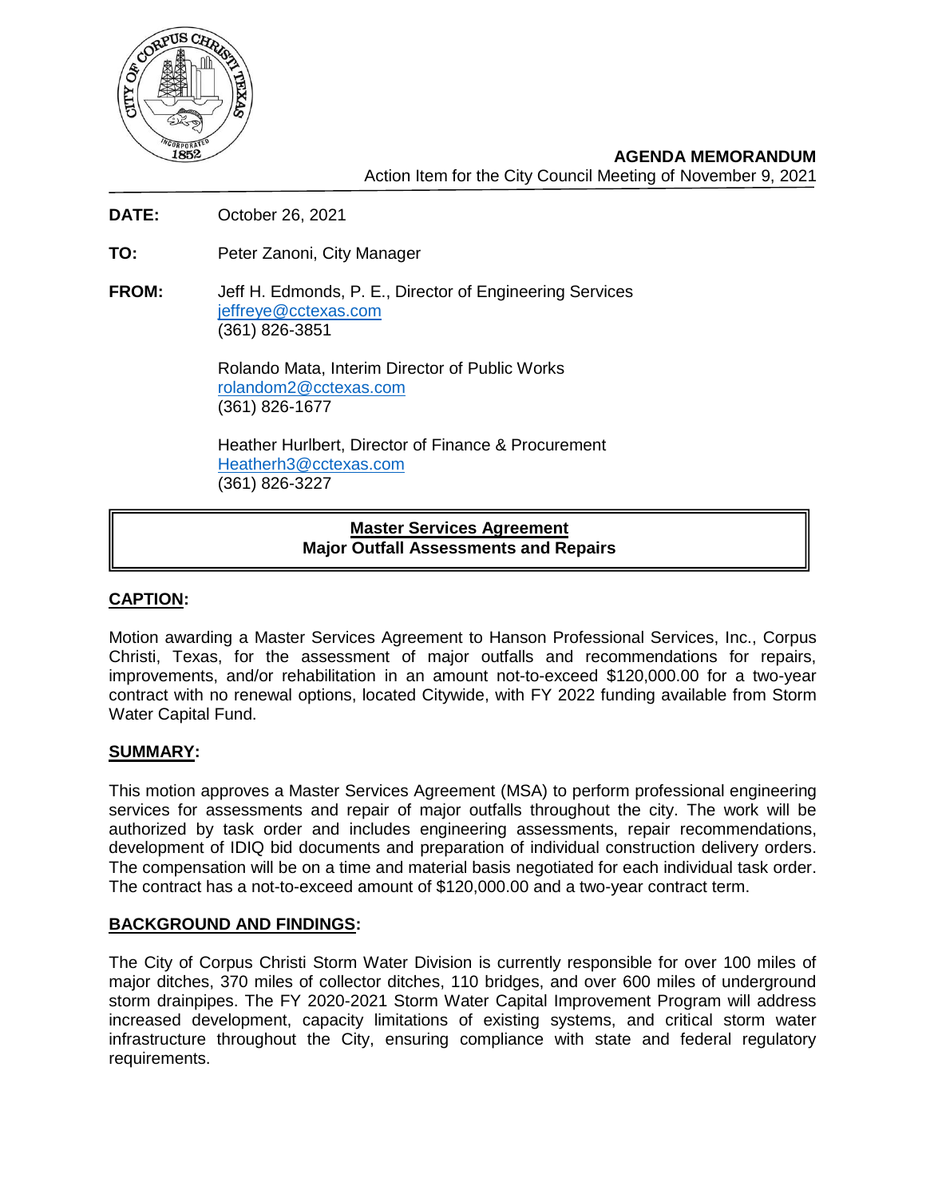**AGENDA MEMORANDUM**

Action Item for the City Council Meeting of November 9, 2021

**DATE:** October 26, 2021

**TO:** Peter Zanoni, City Manager

**FROM:** Jeff H. Edmonds, P. E., Director of Engineering Services
jeffreye@cctexas.com
(361) 826-3851

Rolando Mata, Interim Director of Public Works
rolandom2@cctexas.com
(361) 826-1677

Heather Hurlbert, Director of Finance & Procurement
Heatherh3@cctexas.com
(361) 826-3227

**Master Services Agreement**
**Major Outfall Assessments and Repairs**

## CAPTION:

Motion awarding a Master Services Agreement to Hanson Professional Services, Inc., Corpus Christi, Texas, for the assessment of major outfalls and recommendations for repairs, improvements, and/or rehabilitation in an amount not-to-exceed $120,000.00 for a two-year contract with no renewal options, located Citywide, with FY 2022 funding available from Storm Water Capital Fund.

## SUMMARY:

This motion approves a Master Services Agreement (MSA) to perform professional engineering services for assessments and repair of major outfalls throughout the city. The work will be authorized by task order and includes engineering assessments, repair recommendations, development of IDIQ bid documents and preparation of individual construction delivery orders. The compensation will be on a time and material basis negotiated for each individual task order. The contract has a not-to-exceed amount of $120,000.00 and a two-year contract term.

## BACKGROUND AND FINDINGS:

The City of Corpus Christi Storm Water Division is currently responsible for over 100 miles of major ditches, 370 miles of collector ditches, 110 bridges, and over 600 miles of underground storm drainpipes. The FY 2020-2021 Storm Water Capital Improvement Program will address increased development, capacity limitations of existing systems, and critical storm water infrastructure throughout the City, ensuring compliance with state and federal regulatory requirements.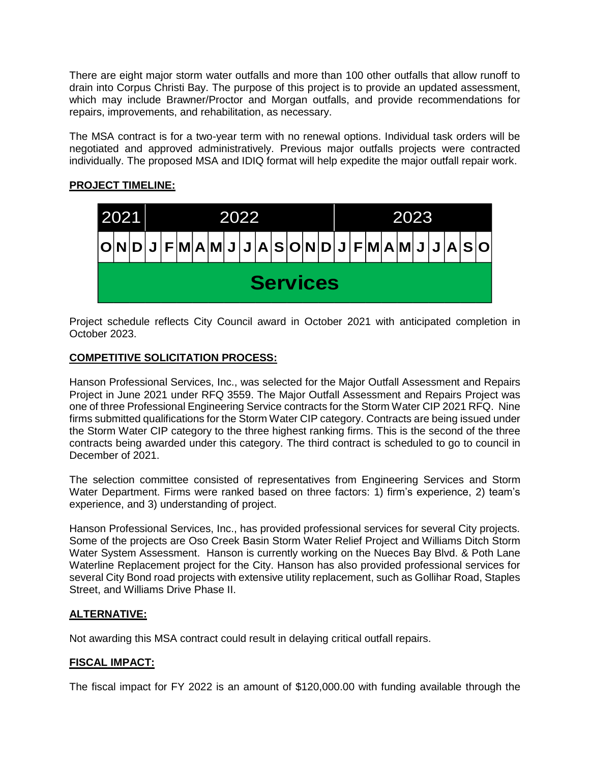There are eight major storm water outfalls and more than 100 other outfalls that allow runoff to drain into Corpus Christi Bay. The purpose of this project is to provide an updated assessment, which may include Brawner/Proctor and Morgan outfalls, and provide recommendations for repairs, improvements, and rehabilitation, as necessary.

The MSA contract is for a two-year term with no renewal options. Individual task orders will be negotiated and approved administratively. Previous major outfalls projects were contracted individually. The proposed MSA and IDIQ format will help expedite the major outfall repair work.

**PROJECT TIMELINE:**

| 2021 | | | 2022 | | | | | | | | | | | | 2023 | | | | | | | | | |
|---|---|---|---|---|---|---|---|---|---|---|---|---|---|---|---|---|---|---|---|---|---|---|---|---|
| O | N | D | J | F | M | A | M | J | J | A | S | O | N | D | J | F | M | A | M | J | J | A | S | O |
| Services | | | | | | | | | | | | | | | | | | | | | | | | |

Project schedule reflects City Council award in October 2021 with anticipated completion in October 2023.

**COMPETITIVE SOLICITATION PROCESS:**

Hanson Professional Services, Inc., was selected for the Major Outfall Assessment and Repairs Project in June 2021 under RFQ 3559. The Major Outfall Assessment and Repairs Project was one of three Professional Engineering Service contracts for the Storm Water CIP 2021 RFQ. Nine firms submitted qualifications for the Storm Water CIP category. Contracts are being issued under the Storm Water CIP category to the three highest ranking firms. This is the second of the three contracts being awarded under this category. The third contract is scheduled to go to council in December of 2021.

The selection committee consisted of representatives from Engineering Services and Storm Water Department. Firms were ranked based on three factors: 1) firm's experience, 2) team's experience, and 3) understanding of project.

Hanson Professional Services, Inc., has provided professional services for several City projects. Some of the projects are Oso Creek Basin Storm Water Relief Project and Williams Ditch Storm Water System Assessment. Hanson is currently working on the Nueces Bay Blvd. & Poth Lane Waterline Replacement project for the City. Hanson has also provided professional services for several City Bond road projects with extensive utility replacement, such as Gollihar Road, Staples Street, and Williams Drive Phase II.

**ALTERNATIVE:**

Not awarding this MSA contract could result in delaying critical outfall repairs.

**FISCAL IMPACT:**

The fiscal impact for FY 2022 is an amount of $120,000.00 with funding available through the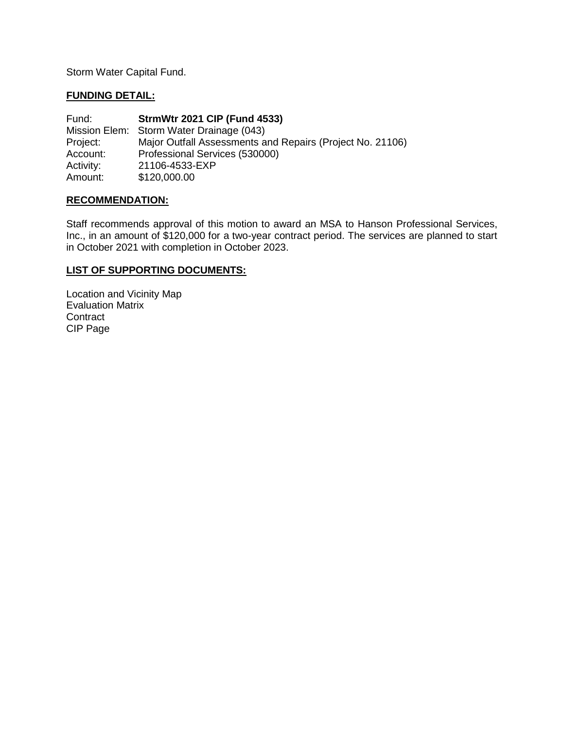Storm Water Capital Fund.

**FUNDING DETAIL:**

Fund: **StrmWtr 2021 CIP (Fund 4533)**
Mission Elem: Storm Water Drainage (043)
Project: Major Outfall Assessments and Repairs (Project No. 21106)
Account: Professional Services (530000)
Activity: 21106-4533-EXP
Amount: $120,000.00

**RECOMMENDATION:**

Staff recommends approval of this motion to award an MSA to Hanson Professional Services, Inc., in an amount of $120,000 for a two-year contract period. The services are planned to start in October 2021 with completion in October 2023.

**LIST OF SUPPORTING DOCUMENTS:**

Location and Vicinity Map
Evaluation Matrix
Contract
CIP Page